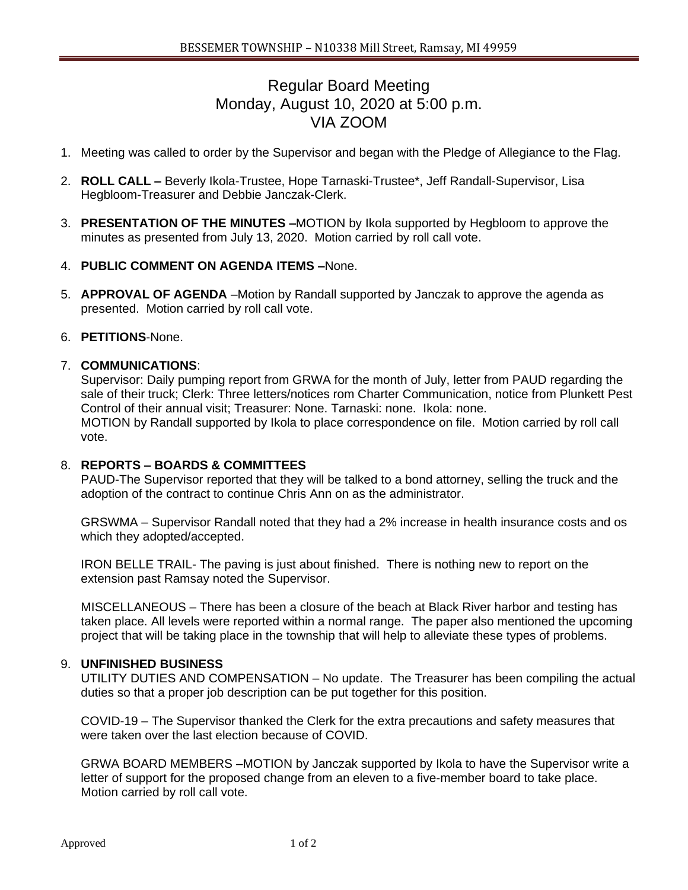# Regular Board Meeting
# Monday, August 10, 2020 at 5:00 p.m.
# VIA ZOOM

1. Meeting was called to order by the Supervisor and began with the Pledge of Allegiance to the Flag.

2. **ROLL CALL –** Beverly Ikola-Trustee, Hope Tarnaski-Trustee*, Jeff Randall-Supervisor, Lisa Hegbloom-Treasurer and Debbie Janczak-Clerk.

3. **PRESENTATION OF THE MINUTES –**MOTION by Ikola supported by Hegbloom to approve the minutes as presented from July 13, 2020. Motion carried by roll call vote.

4. **PUBLIC COMMENT ON AGENDA ITEMS –**None.

5. **APPROVAL OF AGENDA** –Motion by Randall supported by Janczak to approve the agenda as presented. Motion carried by roll call vote.

6. **PETITIONS**-None.

7. **COMMUNICATIONS**:
   Supervisor: Daily pumping report from GRWA for the month of July, letter from PAUD regarding the sale of their truck; Clerk: Three letters/notices rom Charter Communication, notice from Plunkett Pest Control of their annual visit; Treasurer: None. Tarnaski: none. Ikola: none.
   MOTION by Randall supported by Ikola to place correspondence on file. Motion carried by roll call vote.

8. **REPORTS – BOARDS & COMMITTEES**
   PAUD-The Supervisor reported that they will be talked to a bond attorney, selling the truck and the adoption of the contract to continue Chris Ann on as the administrator.

   GRSWMA – Supervisor Randall noted that they had a 2% increase in health insurance costs and os which they adopted/accepted.

   IRON BELLE TRAIL- The paving is just about finished. There is nothing new to report on the extension past Ramsay noted the Supervisor.

   MISCELLANEOUS – There has been a closure of the beach at Black River harbor and testing has taken place. All levels were reported within a normal range. The paper also mentioned the upcoming project that will be taking place in the township that will help to alleviate these types of problems.

9. **UNFINISHED BUSINESS**
   UTILITY DUTIES AND COMPENSATION – No update. The Treasurer has been compiling the actual duties so that a proper job description can be put together for this position.

   COVID-19 – The Supervisor thanked the Clerk for the extra precautions and safety measures that were taken over the last election because of COVID.

   GRWA BOARD MEMBERS –MOTION by Janczak supported by Ikola to have the Supervisor write a letter of support for the proposed change from an eleven to a five-member board to take place. Motion carried by roll call vote.

Approved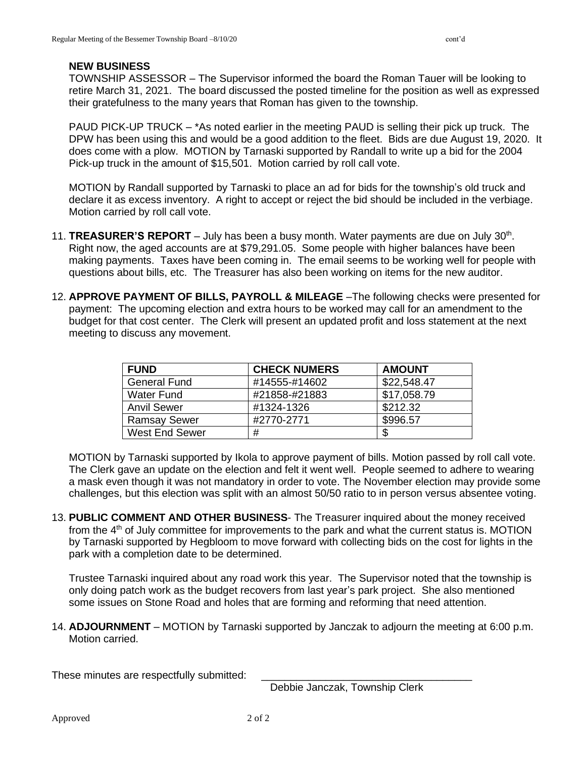**NEW BUSINESS**

TOWNSHIP ASSESSOR – The Supervisor informed the board the Roman Tauer will be looking to retire March 31, 2021. The board discussed the posted timeline for the position as well as expressed their gratefulness to the many years that Roman has given to the township.

PAUD PICK-UP TRUCK – *As noted earlier in the meeting PAUD is selling their pick up truck. The DPW has been using this and would be a good addition to the fleet. Bids are due August 19, 2020. It does come with a plow. MOTION by Tarnaski supported by Randall to write up a bid for the 2004 Pick-up truck in the amount of $15,501. Motion carried by roll call vote.

MOTION by Randall supported by Tarnaski to place an ad for bids for the township's old truck and declare it as excess inventory. A right to accept or reject the bid should be included in the verbiage. Motion carried by roll call vote.

11. **TREASURER'S REPORT** – July has been a busy month. Water payments are due on July 30th. Right now, the aged accounts are at $79,291.05. Some people with higher balances have been making payments. Taxes have been coming in. The email seems to be working well for people with questions about bills, etc. The Treasurer has also been working on items for the new auditor.

12. **APPROVE PAYMENT OF BILLS, PAYROLL & MILEAGE** –The following checks were presented for payment: The upcoming election and extra hours to be worked may call for an amendment to the budget for that cost center. The Clerk will present an updated profit and loss statement at the next meeting to discuss any movement.

| FUND | CHECK NUMERS | AMOUNT |
|---|---|---|
| General Fund | #14555-#14602 | $22,548.47 |
| Water Fund | #21858-#21883 | $17,058.79 |
| Anvil Sewer | #1324-1326 | $212.32 |
| Ramsay Sewer | #2770-2771 | $996.57 |
| West End Sewer | # | $ |

MOTION by Tarnaski supported by Ikola to approve payment of bills. Motion passed by roll call vote. The Clerk gave an update on the election and felt it went well. People seemed to adhere to wearing a mask even though it was not mandatory in order to vote. The November election may provide some challenges, but this election was split with an almost 50/50 ratio to in person versus absentee voting.

13. **PUBLIC COMMENT AND OTHER BUSINESS**- The Treasurer inquired about the money received from the 4th of July committee for improvements to the park and what the current status is. MOTION by Tarnaski supported by Hegbloom to move forward with collecting bids on the cost for lights in the park with a completion date to be determined.

Trustee Tarnaski inquired about any road work this year. The Supervisor noted that the township is only doing patch work as the budget recovers from last year's park project. She also mentioned some issues on Stone Road and holes that are forming and reforming that need attention.

14. **ADJOURNMENT** – MOTION by Tarnaski supported by Janczak to adjourn the meeting at 6:00 p.m. Motion carried.

These minutes are respectfully submitted: ____________________________________

Debbie Janczak, Township Clerk

Approved